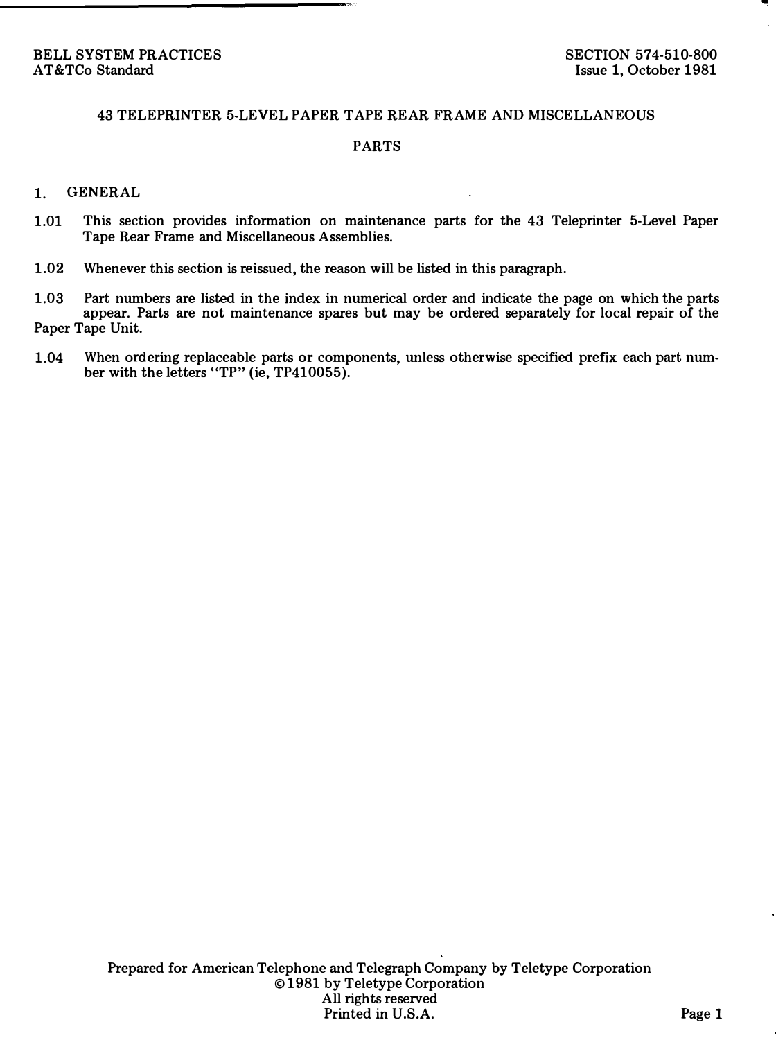BELL SYSTEM PRACTICES
AT&TCo Standard

SECTION 574-510-800
Issue 1, October 1981

# 43 TELEPRINTER 5-LEVEL PAPER TAPE REAR FRAME AND MISCELLANEOUS PARTS

## 1. GENERAL

1.01 This section provides information on maintenance parts for the 43 Teleprinter 5-Level Paper Tape Rear Frame and Miscellaneous Assemblies.

1.02 Whenever this section is reissued, the reason will be listed in this paragraph.

1.03 Part numbers are listed in the index in numerical order and indicate the page on which the parts appear. Parts are not maintenance spares but may be ordered separately for local repair of the Paper Tape Unit.

1.04 When ordering replaceable parts or components, unless otherwise specified prefix each part number with the letters "TP" (ie, TP410055).

Prepared for American Telephone and Telegraph Company by Teletype Corporation
©1981 by Teletype Corporation
All rights reserved
Printed in U.S.A.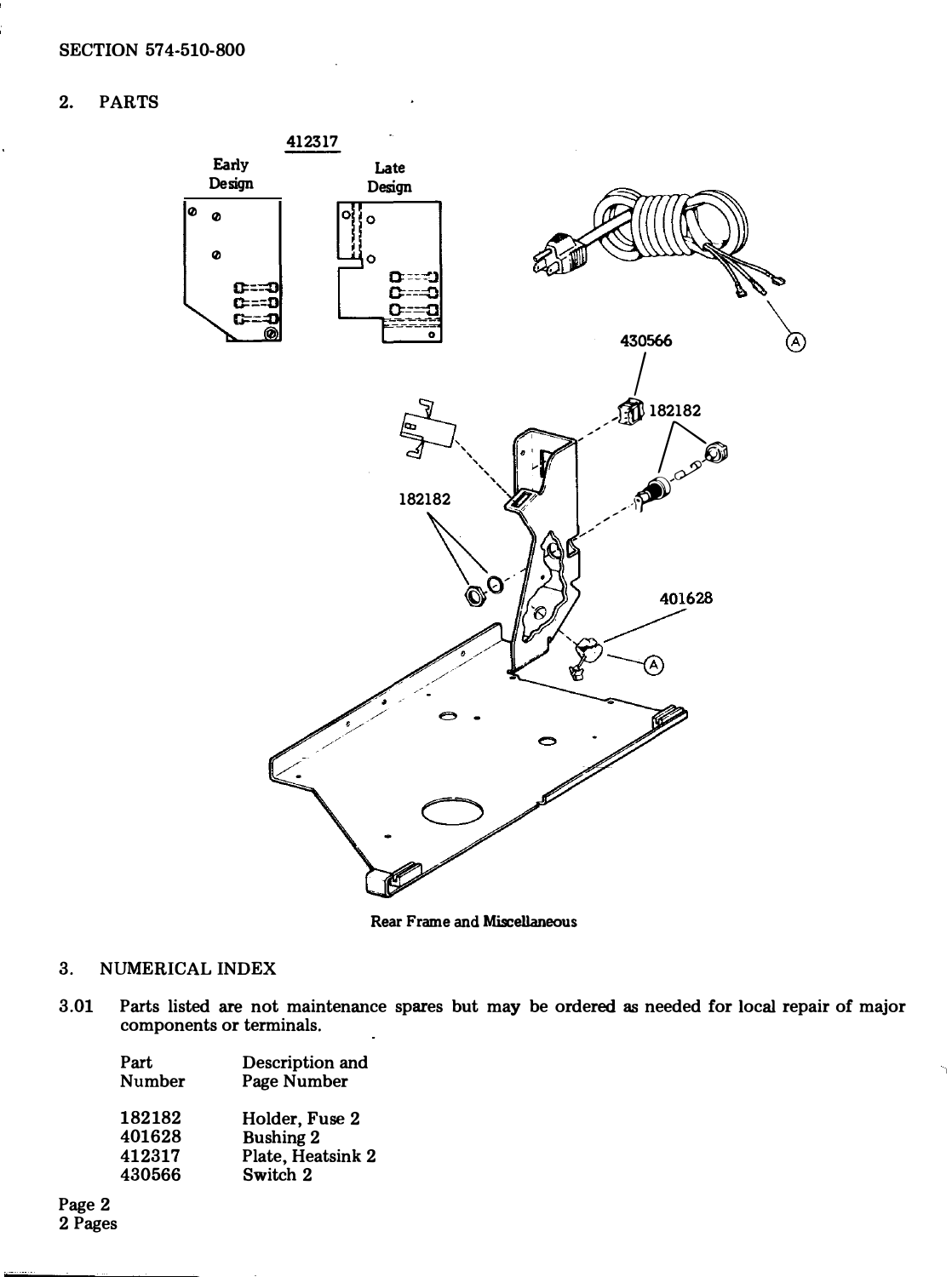## 2. PARTS

412317

Early Design

Late Design

430566

182182

182182

401628

Rear Frame and Miscellaneous

## 3. NUMERICAL INDEX

3.01 Parts listed are not maintenance spares but may be ordered as needed for local repair of major components or terminals.

| Part Number | Description and Page Number |
|---|---|
| 182182 | Holder, Fuse 2 |
| 401628 | Bushing 2 |
| 412317 | Plate, Heatsink 2 |
| 430566 | Switch 2 |